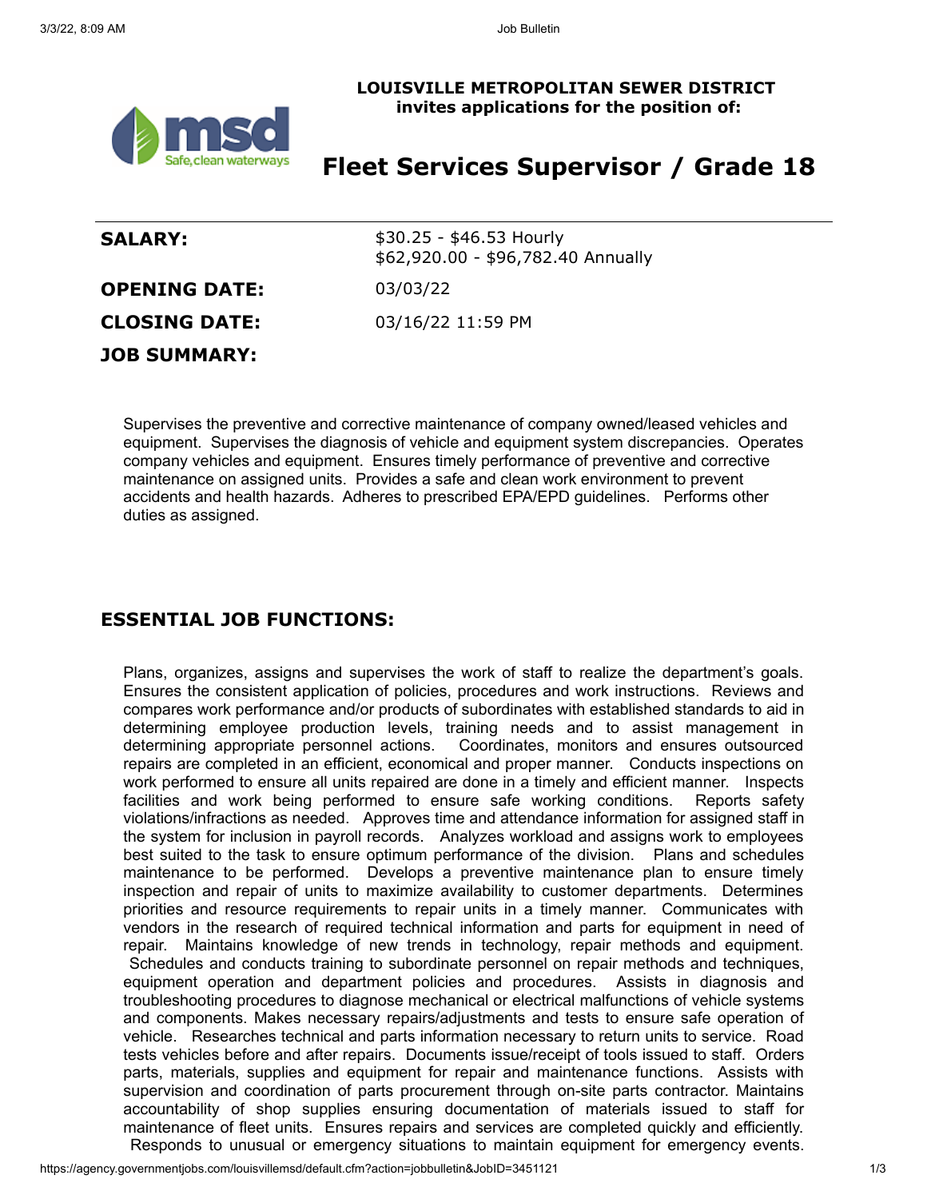**LOUISVILLE METROPOLITAN SEWER DISTRICT**
**invites applications for the position of:**

# Fleet Services Supervisor / Grade 18

| | |
|---|---|
| **SALARY:** | $30.25 - $46.53 Hourly<br>$62,920.00 - $96,782.40 Annually |
| **OPENING DATE:** | 03/03/22 |
| **CLOSING DATE:** | 03/16/22 11:59 PM |

**JOB SUMMARY:**

Supervises the preventive and corrective maintenance of company owned/leased vehicles and equipment. Supervises the diagnosis of vehicle and equipment system discrepancies. Operates company vehicles and equipment. Ensures timely performance of preventive and corrective maintenance on assigned units. Provides a safe and clean work environment to prevent accidents and health hazards. Adheres to prescribed EPA/EPD guidelines. Performs other duties as assigned.

## ESSENTIAL JOB FUNCTIONS:

Plans, organizes, assigns and supervises the work of staff to realize the department's goals. Ensures the consistent application of policies, procedures and work instructions. Reviews and compares work performance and/or products of subordinates with established standards to aid in determining employee production levels, training needs and to assist management in determining appropriate personnel actions. Coordinates, monitors and ensures outsourced repairs are completed in an efficient, economical and proper manner. Conducts inspections on work performed to ensure all units repaired are done in a timely and efficient manner. Inspects facilities and work being performed to ensure safe working conditions. Reports safety violations/infractions as needed. Approves time and attendance information for assigned staff in the system for inclusion in payroll records. Analyzes workload and assigns work to employees best suited to the task to ensure optimum performance of the division. Plans and schedules maintenance to be performed. Develops a preventive maintenance plan to ensure timely inspection and repair of units to maximize availability to customer departments. Determines priorities and resource requirements to repair units in a timely manner. Communicates with vendors in the research of required technical information and parts for equipment in need of repair. Maintains knowledge of new trends in technology, repair methods and equipment. Schedules and conducts training to subordinate personnel on repair methods and techniques, equipment operation and department policies and procedures. Assists in diagnosis and troubleshooting procedures to diagnose mechanical or electrical malfunctions of vehicle systems and components. Makes necessary repairs/adjustments and tests to ensure safe operation of vehicle. Researches technical and parts information necessary to return units to service. Road tests vehicles before and after repairs. Documents issue/receipt of tools issued to staff. Orders parts, materials, supplies and equipment for repair and maintenance functions. Assists with supervision and coordination of parts procurement through on-site parts contractor. Maintains accountability of shop supplies ensuring documentation of materials issued to staff for maintenance of fleet units. Ensures repairs and services are completed quickly and efficiently. Responds to unusual or emergency situations to maintain equipment for emergency events.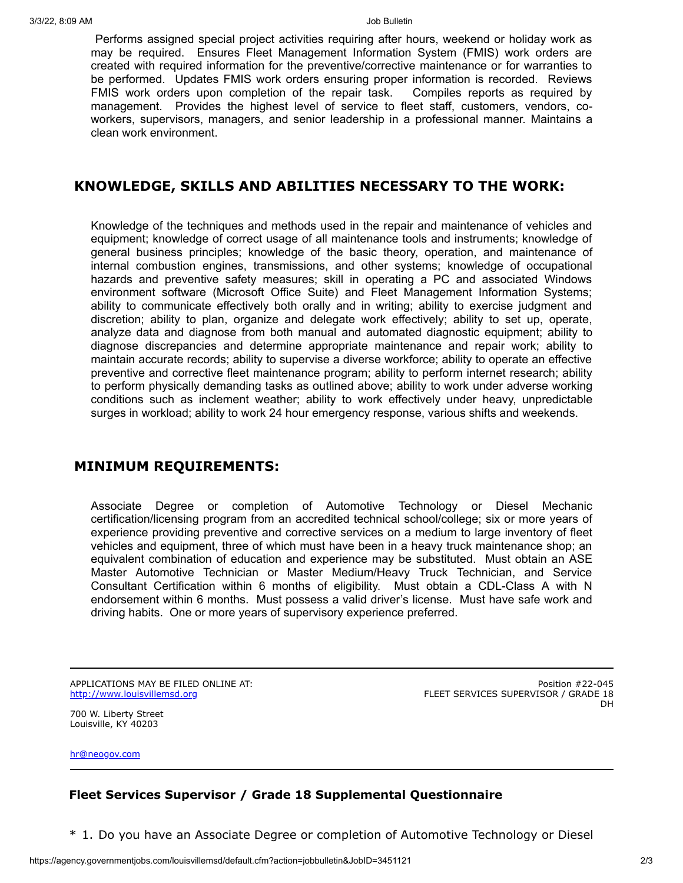Performs assigned special project activities requiring after hours, weekend or holiday work as may be required. Ensures Fleet Management Information System (FMIS) work orders are created with required information for the preventive/corrective maintenance or for warranties to be performed. Updates FMIS work orders ensuring proper information is recorded. Reviews FMIS work orders upon completion of the repair task. Compiles reports as required by management. Provides the highest level of service to fleet staff, customers, vendors, co-workers, supervisors, managers, and senior leadership in a professional manner. Maintains a clean work environment.

## KNOWLEDGE, SKILLS AND ABILITIES NECESSARY TO THE WORK:

Knowledge of the techniques and methods used in the repair and maintenance of vehicles and equipment; knowledge of correct usage of all maintenance tools and instruments; knowledge of general business principles; knowledge of the basic theory, operation, and maintenance of internal combustion engines, transmissions, and other systems; knowledge of occupational hazards and preventive safety measures; skill in operating a PC and associated Windows environment software (Microsoft Office Suite) and Fleet Management Information Systems; ability to communicate effectively both orally and in writing; ability to exercise judgment and discretion; ability to plan, organize and delegate work effectively; ability to set up, operate, analyze data and diagnose from both manual and automated diagnostic equipment; ability to diagnose discrepancies and determine appropriate maintenance and repair work; ability to maintain accurate records; ability to supervise a diverse workforce; ability to operate an effective preventive and corrective fleet maintenance program; ability to perform internet research; ability to perform physically demanding tasks as outlined above; ability to work under adverse working conditions such as inclement weather; ability to work effectively under heavy, unpredictable surges in workload; ability to work 24 hour emergency response, various shifts and weekends.

## MINIMUM REQUIREMENTS:

Associate Degree or completion of Automotive Technology or Diesel Mechanic certification/licensing program from an accredited technical school/college; six or more years of experience providing preventive and corrective services on a medium to large inventory of fleet vehicles and equipment, three of which must have been in a heavy truck maintenance shop; an equivalent combination of education and experience may be substituted. Must obtain an ASE Master Automotive Technician or Master Medium/Heavy Truck Technician, and Service Consultant Certification within 6 months of eligibility. Must obtain a CDL-Class A with N endorsement within 6 months. Must possess a valid driver's license. Must have safe work and driving habits. One or more years of supervisory experience preferred.

---

APPLICATIONS MAY BE FILED ONLINE AT:
http://www.louisvillemsd.org

700 W. Liberty Street
Louisville, KY 40203

hr@neogov.com

Position #22-045
FLEET SERVICES SUPERVISOR / GRADE 18
DH

---

### Fleet Services Supervisor / Grade 18 Supplemental Questionnaire

\* 1. Do you have an Associate Degree or completion of Automotive Technology or Diesel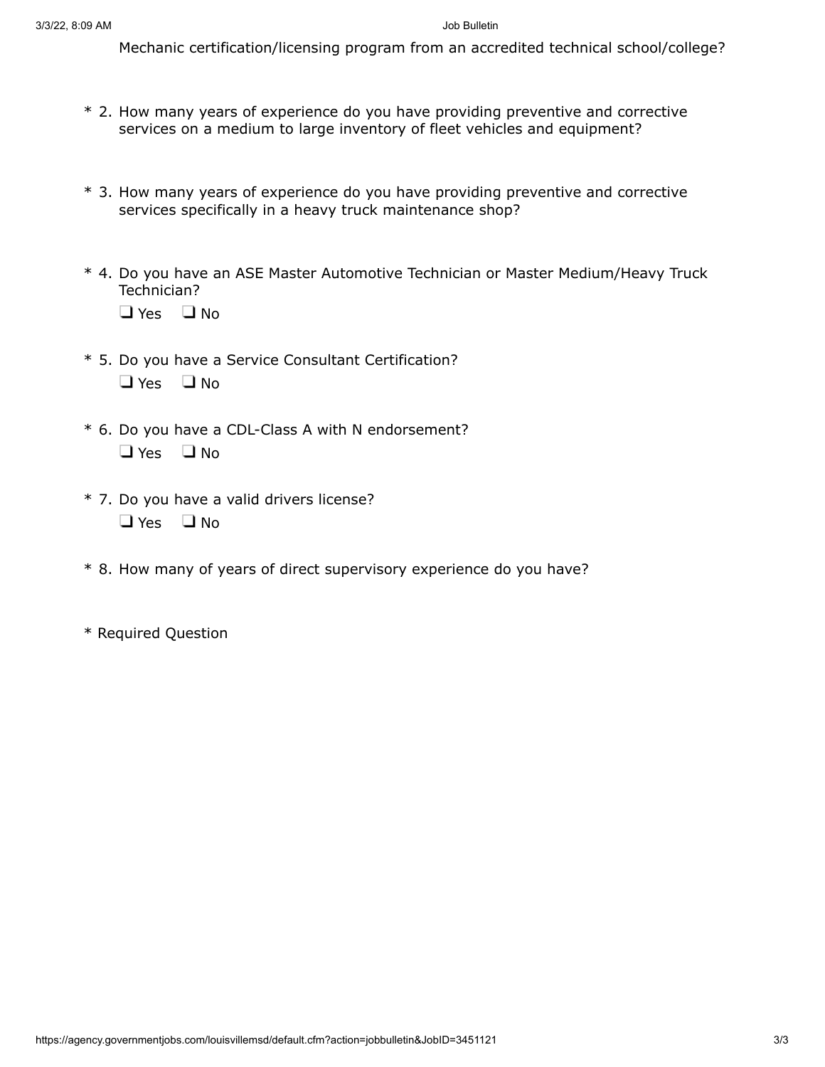Mechanic certification/licensing program from an accredited technical school/college?

\* 2. How many years of experience do you have providing preventive and corrective services on a medium to large inventory of fleet vehicles and equipment?

\* 3. How many years of experience do you have providing preventive and corrective services specifically in a heavy truck maintenance shop?

\* 4. Do you have an ASE Master Automotive Technician or Master Medium/Heavy Truck Technician?

❑ Yes ❑ No

\* 5. Do you have a Service Consultant Certification?

❑ Yes ❑ No

\* 6. Do you have a CDL-Class A with N endorsement?

❑ Yes ❑ No

\* 7. Do you have a valid drivers license?

❑ Yes ❑ No

\* 8. How many of years of direct supervisory experience do you have?

\* Required Question